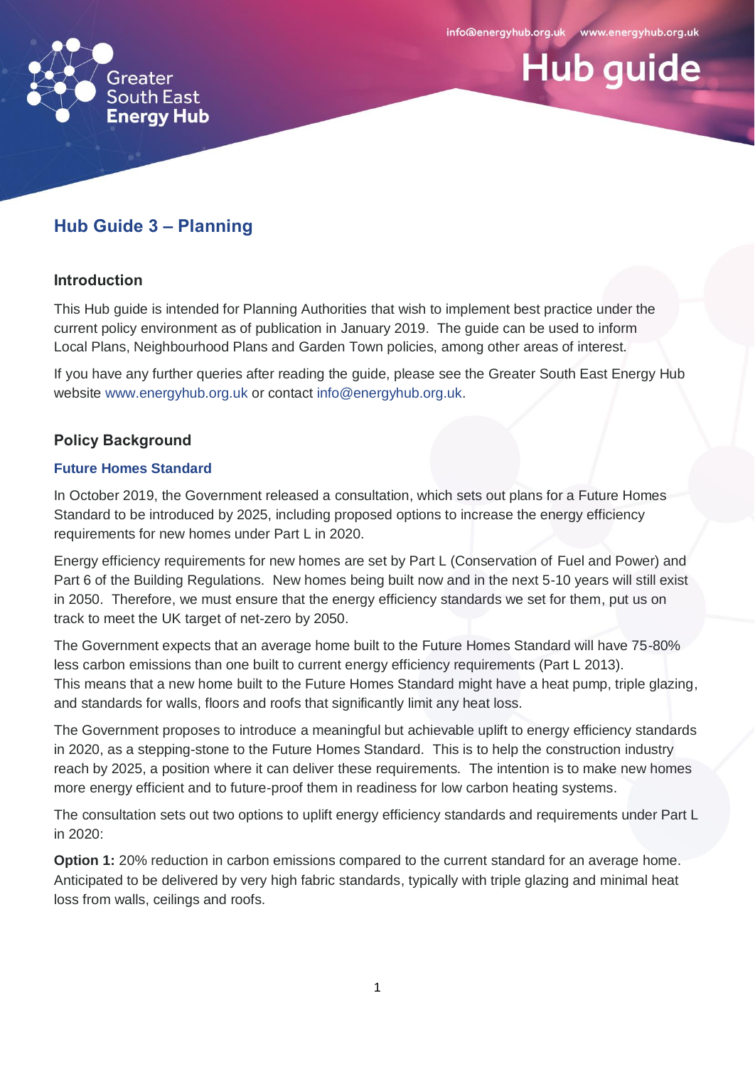# Hub Guide 3 – Planning

## Introduction

This Hub guide is intended for Planning Authorities that wish to implement best practice under the current policy environment as of publication in January 2019. The guide can be used to inform Local Plans, Neighbourhood Plans and Garden Town policies, among other areas of interest.

If you have any further queries after reading the guide, please see the Greater South East Energy Hub website www.energyhub.org.uk or contact info@energyhub.org.uk.

## Policy Background

### Future Homes Standard

In October 2019, the Government released a consultation, which sets out plans for a Future Homes Standard to be introduced by 2025, including proposed options to increase the energy efficiency requirements for new homes under Part L in 2020.

Energy efficiency requirements for new homes are set by Part L (Conservation of Fuel and Power) and Part 6 of the Building Regulations. New homes being built now and in the next 5-10 years will still exist in 2050. Therefore, we must ensure that the energy efficiency standards we set for them, put us on track to meet the UK target of net-zero by 2050.

The Government expects that an average home built to the Future Homes Standard will have 75-80% less carbon emissions than one built to current energy efficiency requirements (Part L 2013). This means that a new home built to the Future Homes Standard might have a heat pump, triple glazing, and standards for walls, floors and roofs that significantly limit any heat loss.

The Government proposes to introduce a meaningful but achievable uplift to energy efficiency standards in 2020, as a stepping-stone to the Future Homes Standard. This is to help the construction industry reach by 2025, a position where it can deliver these requirements. The intention is to make new homes more energy efficient and to future-proof them in readiness for low carbon heating systems.

The consultation sets out two options to uplift energy efficiency standards and requirements under Part L in 2020:

**Option 1:** 20% reduction in carbon emissions compared to the current standard for an average home. Anticipated to be delivered by very high fabric standards, typically with triple glazing and minimal heat loss from walls, ceilings and roofs.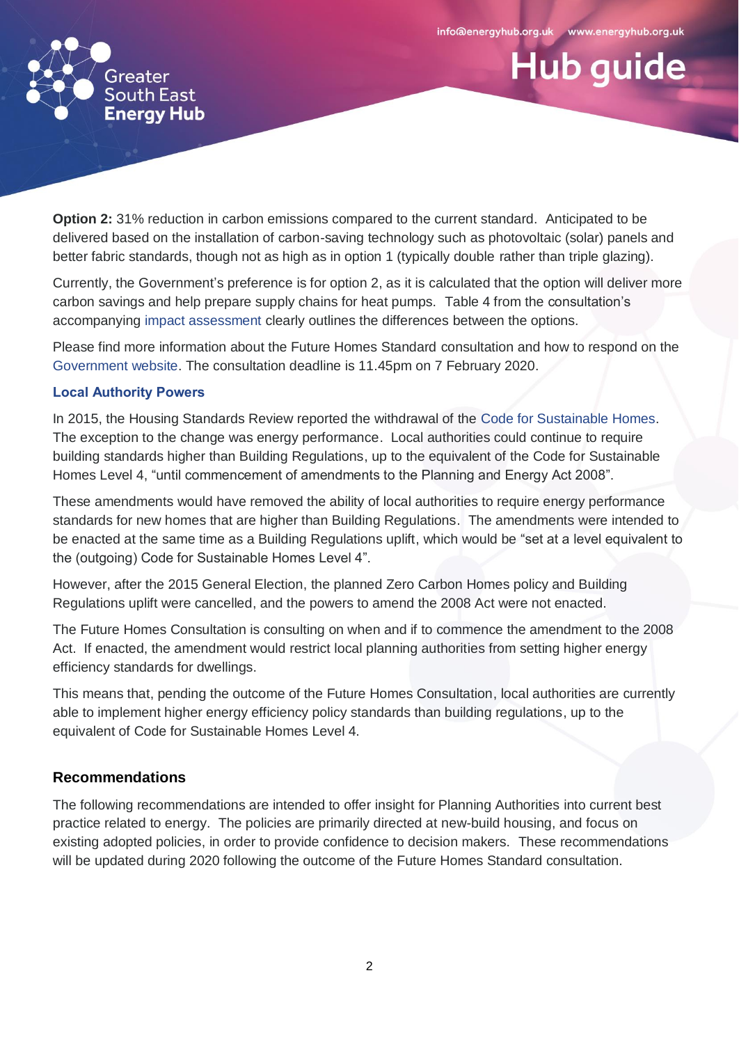**Option 2:** 31% reduction in carbon emissions compared to the current standard. Anticipated to be delivered based on the installation of carbon-saving technology such as photovoltaic (solar) panels and better fabric standards, though not as high as in option 1 (typically double rather than triple glazing).

Currently, the Government's preference is for option 2, as it is calculated that the option will deliver more carbon savings and help prepare supply chains for heat pumps. Table 4 from the consultation's accompanying impact assessment clearly outlines the differences between the options.

Please find more information about the Future Homes Standard consultation and how to respond on the Government website. The consultation deadline is 11.45pm on 7 February 2020.

### Local Authority Powers

In 2015, the Housing Standards Review reported the withdrawal of the Code for Sustainable Homes. The exception to the change was energy performance. Local authorities could continue to require building standards higher than Building Regulations, up to the equivalent of the Code for Sustainable Homes Level 4, "until commencement of amendments to the Planning and Energy Act 2008".

These amendments would have removed the ability of local authorities to require energy performance standards for new homes that are higher than Building Regulations. The amendments were intended to be enacted at the same time as a Building Regulations uplift, which would be "set at a level equivalent to the (outgoing) Code for Sustainable Homes Level 4".

However, after the 2015 General Election, the planned Zero Carbon Homes policy and Building Regulations uplift were cancelled, and the powers to amend the 2008 Act were not enacted.

The Future Homes Consultation is consulting on when and if to commence the amendment to the 2008 Act. If enacted, the amendment would restrict local planning authorities from setting higher energy efficiency standards for dwellings.

This means that, pending the outcome of the Future Homes Consultation, local authorities are currently able to implement higher energy efficiency policy standards than building regulations, up to the equivalent of Code for Sustainable Homes Level 4.

## Recommendations

The following recommendations are intended to offer insight for Planning Authorities into current best practice related to energy. The policies are primarily directed at new-build housing, and focus on existing adopted policies, in order to provide confidence to decision makers. These recommendations will be updated during 2020 following the outcome of the Future Homes Standard consultation.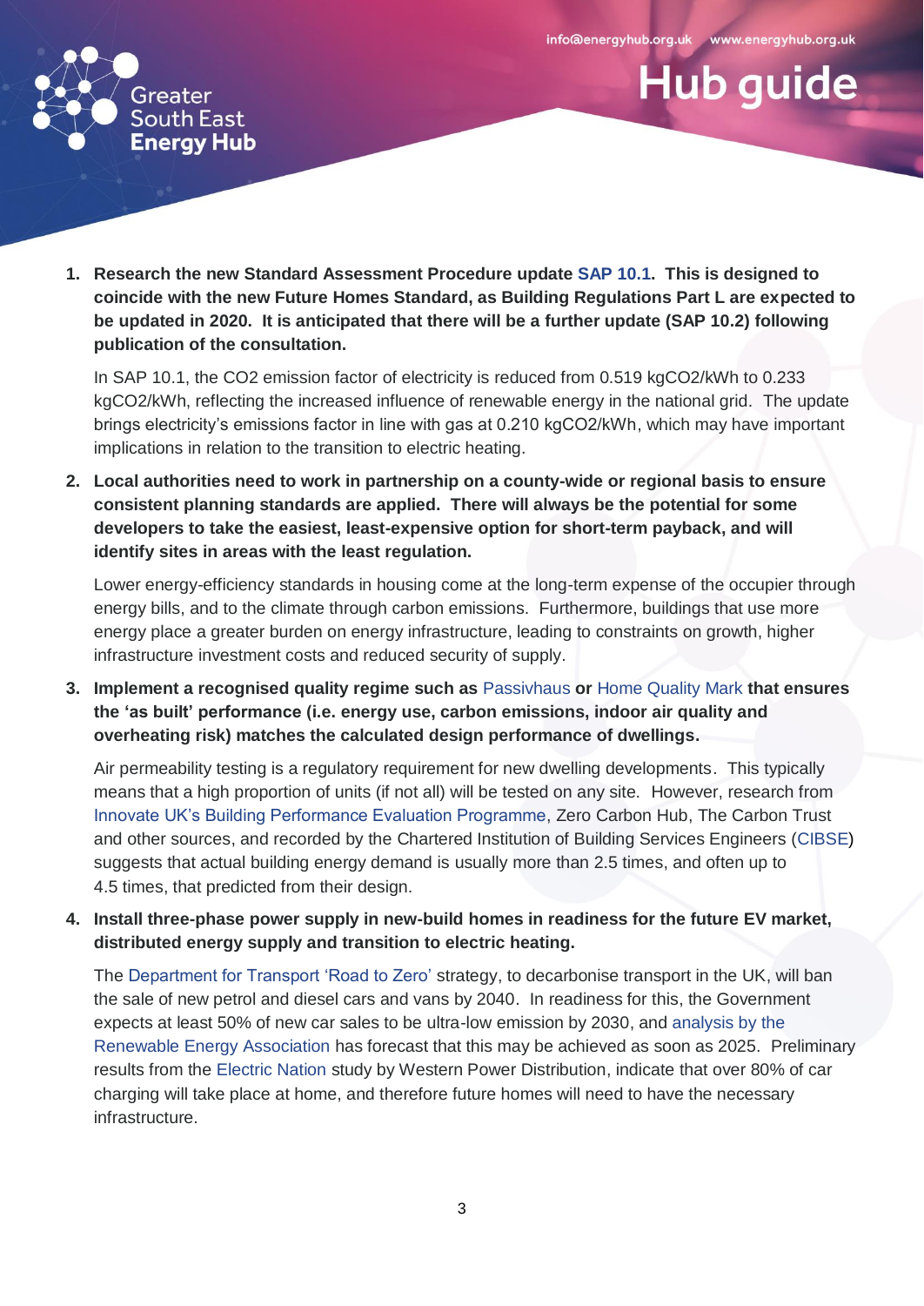1. **Research the new Standard Assessment Procedure update SAP 10.1. This is designed to coincide with the new Future Homes Standard, as Building Regulations Part L are expected to be updated in 2020. It is anticipated that there will be a further update (SAP 10.2) following publication of the consultation.**

   In SAP 10.1, the CO2 emission factor of electricity is reduced from 0.519 kgCO2/kWh to 0.233 kgCO2/kWh, reflecting the increased influence of renewable energy in the national grid. The update brings electricity's emissions factor in line with gas at 0.210 kgCO2/kWh, which may have important implications in relation to the transition to electric heating.

2. **Local authorities need to work in partnership on a county-wide or regional basis to ensure consistent planning standards are applied. There will always be the potential for some developers to take the easiest, least-expensive option for short-term payback, and will identify sites in areas with the least regulation.**

   Lower energy-efficiency standards in housing come at the long-term expense of the occupier through energy bills, and to the climate through carbon emissions. Furthermore, buildings that use more energy place a greater burden on energy infrastructure, leading to constraints on growth, higher infrastructure investment costs and reduced security of supply.

3. **Implement a recognised quality regime such as** Passivhaus **or** Home Quality Mark **that ensures the 'as built' performance (i.e. energy use, carbon emissions, indoor air quality and overheating risk) matches the calculated design performance of dwellings.**

   Air permeability testing is a regulatory requirement for new dwelling developments. This typically means that a high proportion of units (if not all) will be tested on any site. However, research from Innovate UK's Building Performance Evaluation Programme, Zero Carbon Hub, The Carbon Trust and other sources, and recorded by the Chartered Institution of Building Services Engineers (CIBSE) suggests that actual building energy demand is usually more than 2.5 times, and often up to 4.5 times, that predicted from their design.

4. **Install three-phase power supply in new-build homes in readiness for the future EV market, distributed energy supply and transition to electric heating.**

   The Department for Transport 'Road to Zero' strategy, to decarbonise transport in the UK, will ban the sale of new petrol and diesel cars and vans by 2040. In readiness for this, the Government expects at least 50% of new car sales to be ultra-low emission by 2030, and analysis by the Renewable Energy Association has forecast that this may be achieved as soon as 2025. Preliminary results from the Electric Nation study by Western Power Distribution, indicate that over 80% of car charging will take place at home, and therefore future homes will need to have the necessary infrastructure.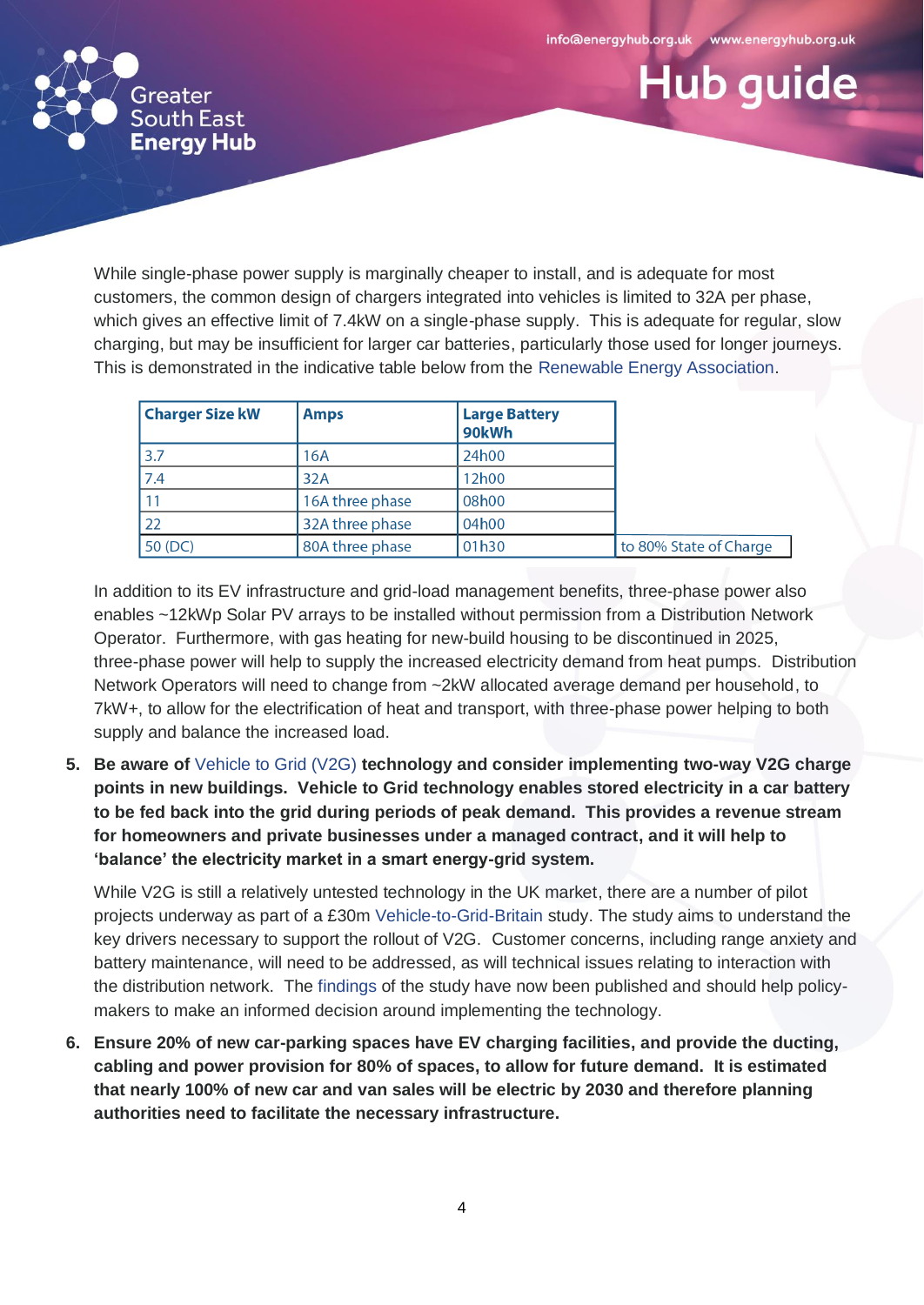While single-phase power supply is marginally cheaper to install, and is adequate for most customers, the common design of chargers integrated into vehicles is limited to 32A per phase, which gives an effective limit of 7.4kW on a single-phase supply. This is adequate for regular, slow charging, but may be insufficient for larger car batteries, particularly those used for longer journeys. This is demonstrated in the indicative table below from the Renewable Energy Association.

| Charger Size kW | Amps | Large Battery 90kWh | |
|---|---|---|---|
| 3.7 | 16A | 24h00 | |
| 7.4 | 32A | 12h00 | |
| 11 | 16A three phase | 08h00 | |
| 22 | 32A three phase | 04h00 | |
| 50 (DC) | 80A three phase | 01h30 | to 80% State of Charge |

In addition to its EV infrastructure and grid-load management benefits, three-phase power also enables ~12kWp Solar PV arrays to be installed without permission from a Distribution Network Operator. Furthermore, with gas heating for new-build housing to be discontinued in 2025, three-phase power will help to supply the increased electricity demand from heat pumps. Distribution Network Operators will need to change from ~2kW allocated average demand per household, to 7kW+, to allow for the electrification of heat and transport, with three-phase power helping to both supply and balance the increased load.

5. **Be aware of** Vehicle to Grid (V2G) **technology and consider implementing two-way V2G charge points in new buildings. Vehicle to Grid technology enables stored electricity in a car battery to be fed back into the grid during periods of peak demand. This provides a revenue stream for homeowners and private businesses under a managed contract, and it will help to 'balance' the electricity market in a smart energy-grid system.**

   While V2G is still a relatively untested technology in the UK market, there are a number of pilot projects underway as part of a £30m Vehicle-to-Grid-Britain study. The study aims to understand the key drivers necessary to support the rollout of V2G. Customer concerns, including range anxiety and battery maintenance, will need to be addressed, as will technical issues relating to interaction with the distribution network. The findings of the study have now been published and should help policy-makers to make an informed decision around implementing the technology.

6. **Ensure 20% of new car-parking spaces have EV charging facilities, and provide the ducting, cabling and power provision for 80% of spaces, to allow for future demand. It is estimated that nearly 100% of new car and van sales will be electric by 2030 and therefore planning authorities need to facilitate the necessary infrastructure.**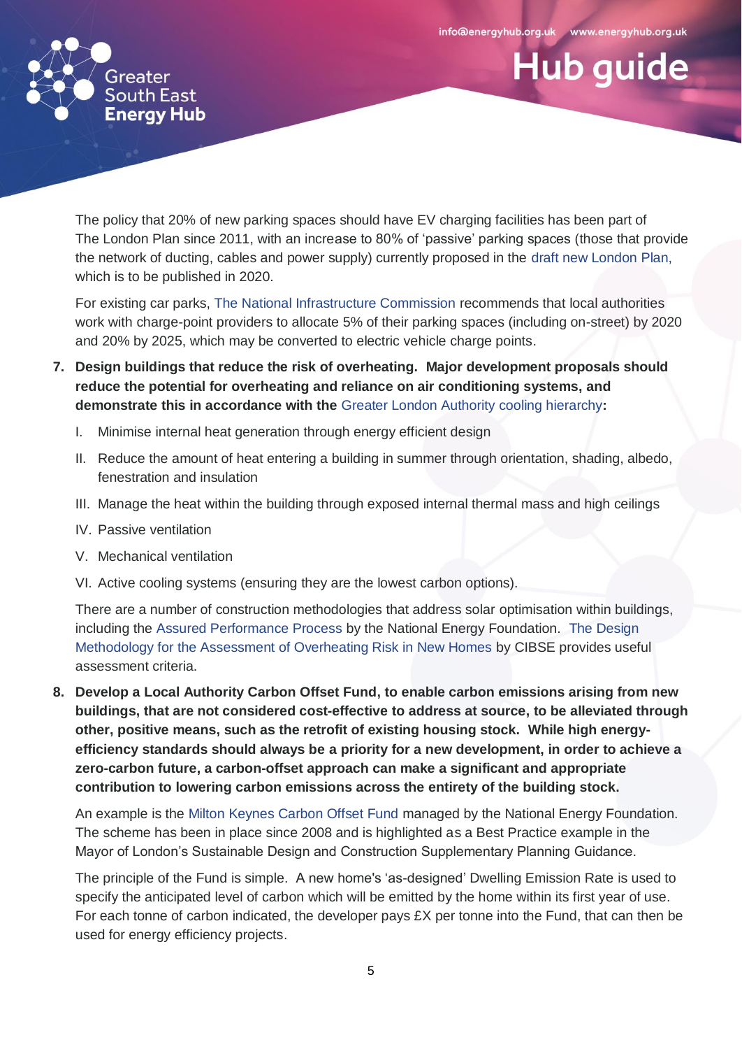The policy that 20% of new parking spaces should have EV charging facilities has been part of The London Plan since 2011, with an increase to 80% of 'passive' parking spaces (those that provide the network of ducting, cables and power supply) currently proposed in the draft new London Plan, which is to be published in 2020.

For existing car parks, The National Infrastructure Commission recommends that local authorities work with charge-point providers to allocate 5% of their parking spaces (including on-street) by 2020 and 20% by 2025, which may be converted to electric vehicle charge points.

7. **Design buildings that reduce the risk of overheating. Major development proposals should reduce the potential for overheating and reliance on air conditioning systems, and demonstrate this in accordance with the Greater London Authority cooling hierarchy:**

   I. Minimise internal heat generation through energy efficient design

   II. Reduce the amount of heat entering a building in summer through orientation, shading, albedo, fenestration and insulation

   III. Manage the heat within the building through exposed internal thermal mass and high ceilings

   IV. Passive ventilation

   V. Mechanical ventilation

   VI. Active cooling systems (ensuring they are the lowest carbon options).

   There are a number of construction methodologies that address solar optimisation within buildings, including the Assured Performance Process by the National Energy Foundation. The Design Methodology for the Assessment of Overheating Risk in New Homes by CIBSE provides useful assessment criteria.

8. **Develop a Local Authority Carbon Offset Fund, to enable carbon emissions arising from new buildings, that are not considered cost-effective to address at source, to be alleviated through other, positive means, such as the retrofit of existing housing stock. While high energy-efficiency standards should always be a priority for a new development, in order to achieve a zero-carbon future, a carbon-offset approach can make a significant and appropriate contribution to lowering carbon emissions across the entirety of the building stock.**

   An example is the Milton Keynes Carbon Offset Fund managed by the National Energy Foundation. The scheme has been in place since 2008 and is highlighted as a Best Practice example in the Mayor of London's Sustainable Design and Construction Supplementary Planning Guidance.

   The principle of the Fund is simple. A new home's 'as-designed' Dwelling Emission Rate is used to specify the anticipated level of carbon which will be emitted by the home within its first year of use. For each tonne of carbon indicated, the developer pays £X per tonne into the Fund, that can then be used for energy efficiency projects.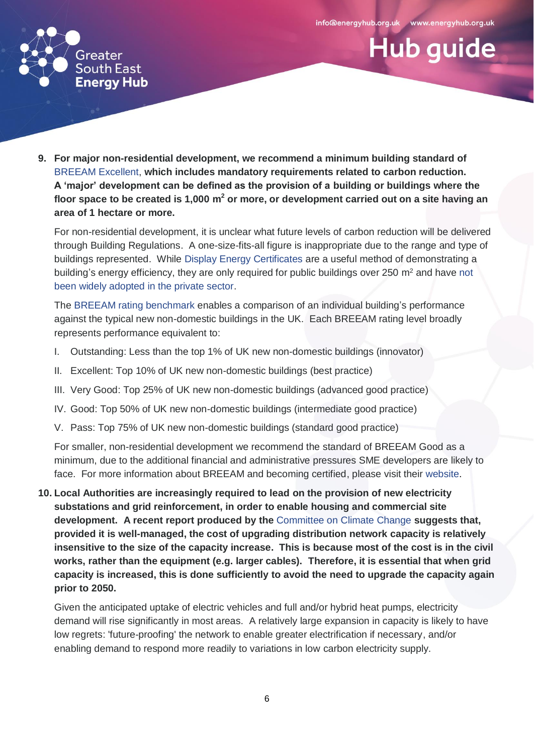9. **For major non-residential development, we recommend a minimum building standard of** BREEAM Excellent, **which includes mandatory requirements related to carbon reduction. A 'major' development can be defined as the provision of a building or buildings where the floor space to be created is 1,000 m$^2$ or more, or development carried out on a site having an area of 1 hectare or more.**

   For non-residential development, it is unclear what future levels of carbon reduction will be delivered through Building Regulations. A one-size-fits-all figure is inappropriate due to the range and type of buildings represented. While Display Energy Certificates are a useful method of demonstrating a building's energy efficiency, they are only required for public buildings over 250 m$^2$ and have not been widely adopted in the private sector.

   The BREEAM rating benchmark enables a comparison of an individual building's performance against the typical new non-domestic buildings in the UK. Each BREEAM rating level broadly represents performance equivalent to:

   I. Outstanding: Less than the top 1% of UK new non-domestic buildings (innovator)

   II. Excellent: Top 10% of UK new non-domestic buildings (best practice)

   III. Very Good: Top 25% of UK new non-domestic buildings (advanced good practice)

   IV. Good: Top 50% of UK new non-domestic buildings (intermediate good practice)

   V. Pass: Top 75% of UK new non-domestic buildings (standard good practice)

   For smaller, non-residential development we recommend the standard of BREEAM Good as a minimum, due to the additional financial and administrative pressures SME developers are likely to face. For more information about BREEAM and becoming certified, please visit their website.

10. **Local Authorities are increasingly required to lead on the provision of new electricity substations and grid reinforcement, in order to enable housing and commercial site development. A recent report produced by the** Committee on Climate Change **suggests that, provided it is well-managed, the cost of upgrading distribution network capacity is relatively insensitive to the size of the capacity increase. This is because most of the cost is in the civil works, rather than the equipment (e.g. larger cables). Therefore, it is essential that when grid capacity is increased, this is done sufficiently to avoid the need to upgrade the capacity again prior to 2050.**

    Given the anticipated uptake of electric vehicles and full and/or hybrid heat pumps, electricity demand will rise significantly in most areas. A relatively large expansion in capacity is likely to have low regrets: 'future-proofing' the network to enable greater electrification if necessary, and/or enabling demand to respond more readily to variations in low carbon electricity supply.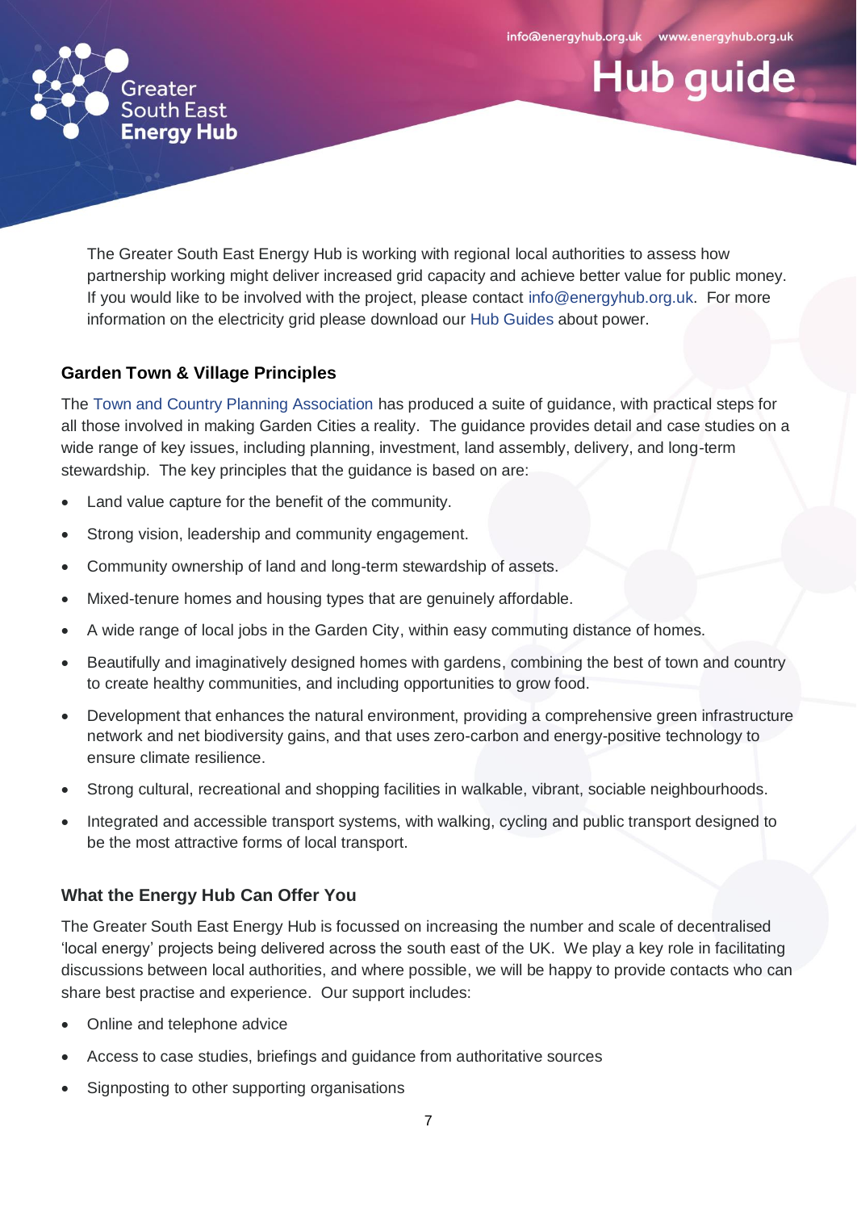The Greater South East Energy Hub is working with regional local authorities to assess how partnership working might deliver increased grid capacity and achieve better value for public money. If you would like to be involved with the project, please contact info@energyhub.org.uk. For more information on the electricity grid please download our Hub Guides about power.

### Garden Town & Village Principles

The Town and Country Planning Association has produced a suite of guidance, with practical steps for all those involved in making Garden Cities a reality. The guidance provides detail and case studies on a wide range of key issues, including planning, investment, land assembly, delivery, and long-term stewardship. The key principles that the guidance is based on are:

- Land value capture for the benefit of the community.
- Strong vision, leadership and community engagement.
- Community ownership of land and long-term stewardship of assets.
- Mixed-tenure homes and housing types that are genuinely affordable.
- A wide range of local jobs in the Garden City, within easy commuting distance of homes.
- Beautifully and imaginatively designed homes with gardens, combining the best of town and country to create healthy communities, and including opportunities to grow food.
- Development that enhances the natural environment, providing a comprehensive green infrastructure network and net biodiversity gains, and that uses zero-carbon and energy-positive technology to ensure climate resilience.
- Strong cultural, recreational and shopping facilities in walkable, vibrant, sociable neighbourhoods.
- Integrated and accessible transport systems, with walking, cycling and public transport designed to be the most attractive forms of local transport.

### What the Energy Hub Can Offer You

The Greater South East Energy Hub is focussed on increasing the number and scale of decentralised 'local energy' projects being delivered across the south east of the UK. We play a key role in facilitating discussions between local authorities, and where possible, we will be happy to provide contacts who can share best practise and experience. Our support includes:

- Online and telephone advice
- Access to case studies, briefings and guidance from authoritative sources
- Signposting to other supporting organisations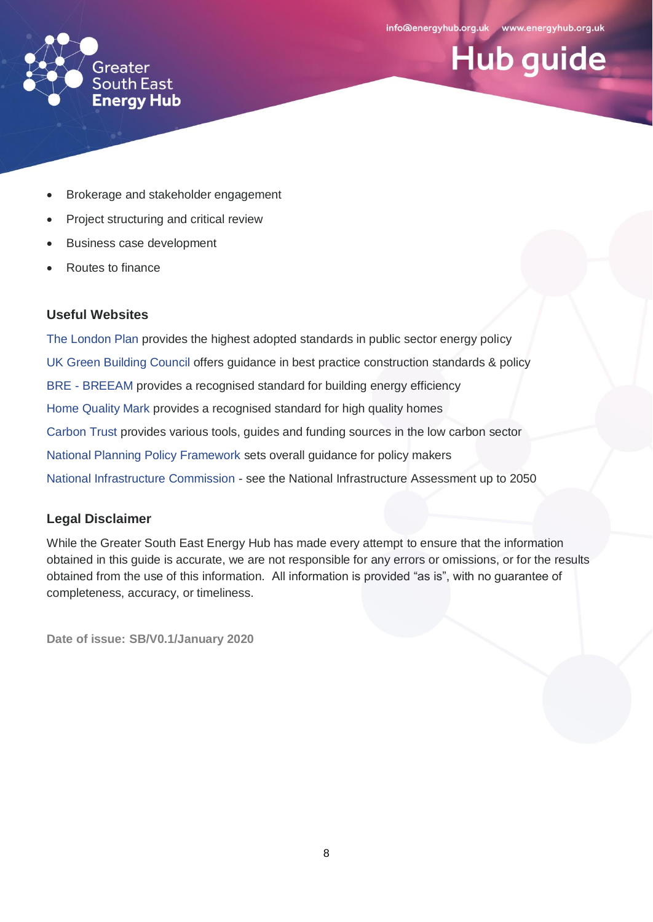- Brokerage and stakeholder engagement
- Project structuring and critical review
- Business case development
- Routes to finance

### Useful Websites

The London Plan provides the highest adopted standards in public sector energy policy

UK Green Building Council offers guidance in best practice construction standards & policy

BRE - BREEAM provides a recognised standard for building energy efficiency

Home Quality Mark provides a recognised standard for high quality homes

Carbon Trust provides various tools, guides and funding sources in the low carbon sector

National Planning Policy Framework sets overall guidance for policy makers

National Infrastructure Commission - see the National Infrastructure Assessment up to 2050

### Legal Disclaimer

While the Greater South East Energy Hub has made every attempt to ensure that the information obtained in this guide is accurate, we are not responsible for any errors or omissions, or for the results obtained from the use of this information. All information is provided "as is", with no guarantee of completeness, accuracy, or timeliness.

**Date of issue: SB/V0.1/January 2020**